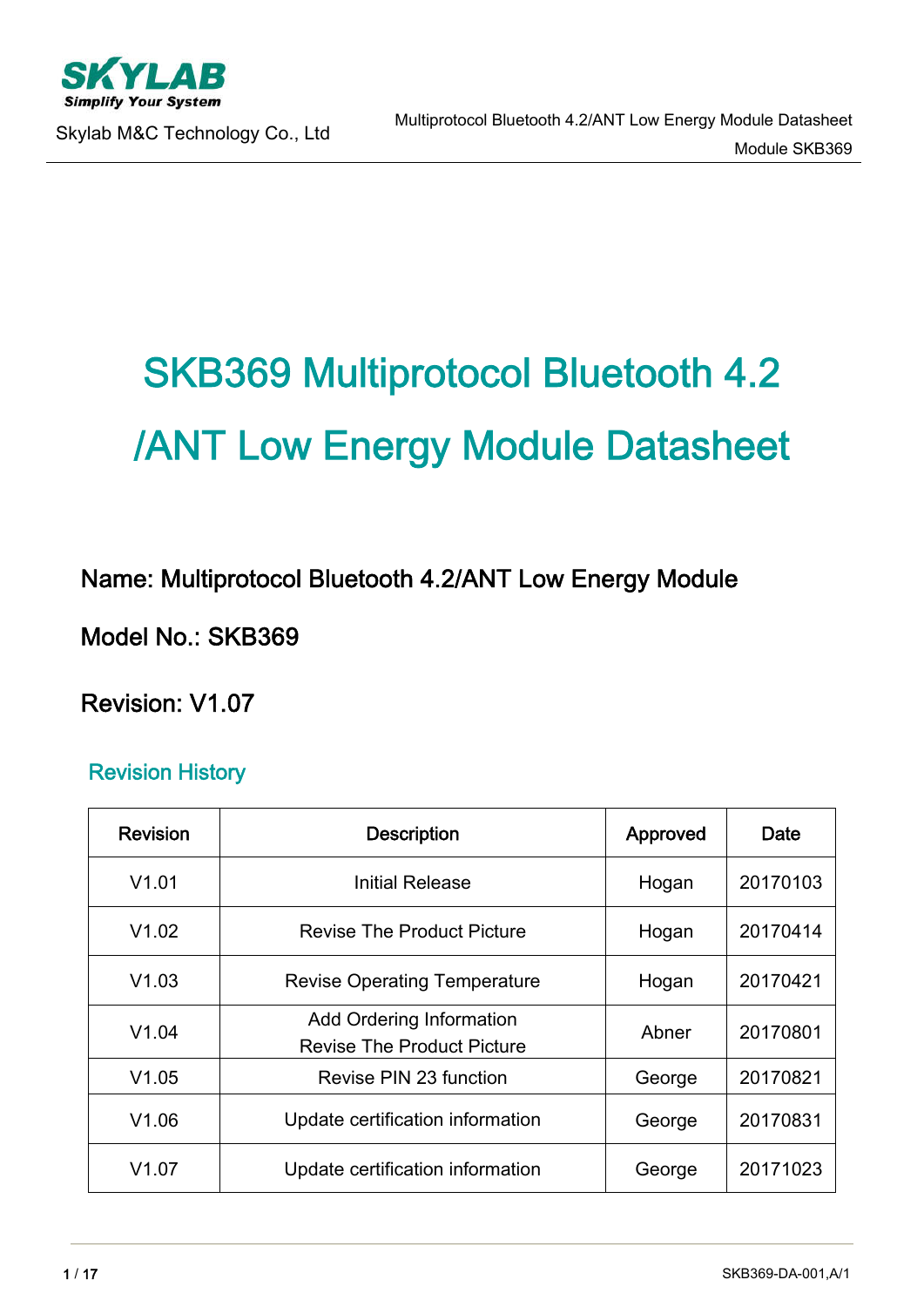# SKB369 Multiprotocol Bluetooth 4.2 /ANT Low Energy Module Datasheet

Name: Multiprotocol Bluetooth 4.2/ANT Low Energy Module

Model No.: SKB369

Revision: V1.07

## Revision History

| Revision | Description | Approved | Date |
|---|---|---|---|
| V1.01 | Initial Release | Hogan | 20170103 |
| V1.02 | Revise The Product Picture | Hogan | 20170414 |
| V1.03 | Revise Operating Temperature | Hogan | 20170421 |
| V1.04 | Add Ordering Information<br>Revise The Product Picture | Abner | 20170801 |
| V1.05 | Revise PIN 23 function | George | 20170821 |
| V1.06 | Update certification information | George | 20170831 |
| V1.07 | Update certification information | George | 20171023 |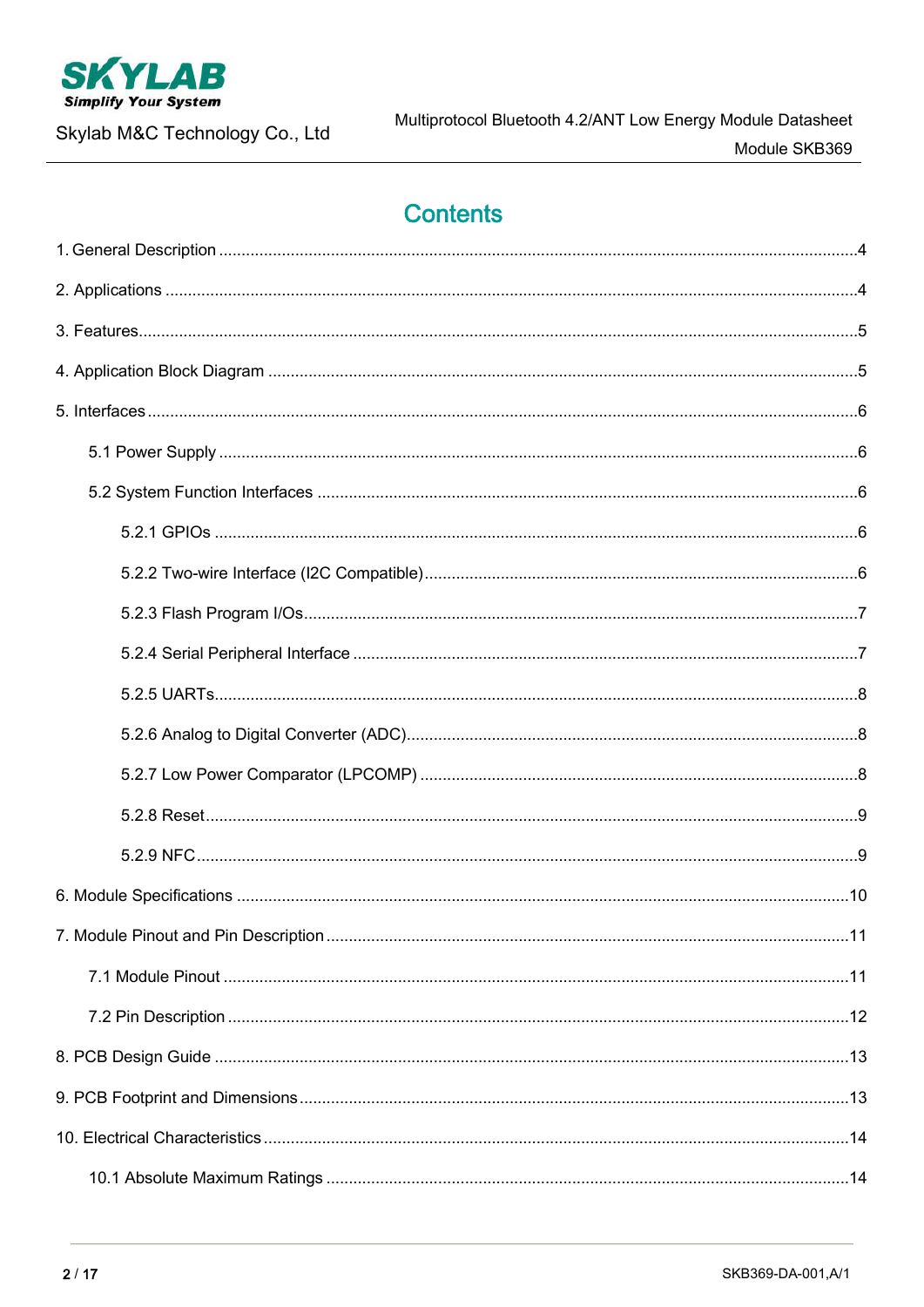# Contents

1. General Description ....4

2. Applications ....4

3. Features....5

4. Application Block Diagram ....5

5. Interfaces....6

  5.1 Power Supply ....6

  5.2 System Function Interfaces ....6

    5.2.1 GPIOs ....6

    5.2.2 Two-wire Interface (I2C Compatible)....6

    5.2.3 Flash Program I/Os....7

    5.2.4 Serial Peripheral Interface ....7

    5.2.5 UARTs....8

    5.2.6 Analog to Digital Converter (ADC)....8

    5.2.7 Low Power Comparator (LPCOMP) ....8

    5.2.8 Reset....9

    5.2.9 NFC....9

6. Module Specifications ....10

7. Module Pinout and Pin Description....11

  7.1 Module Pinout ....11

  7.2 Pin Description ....12

8. PCB Design Guide ....13

9. PCB Footprint and Dimensions....13

10. Electrical Characteristics....14

  10.1 Absolute Maximum Ratings ....14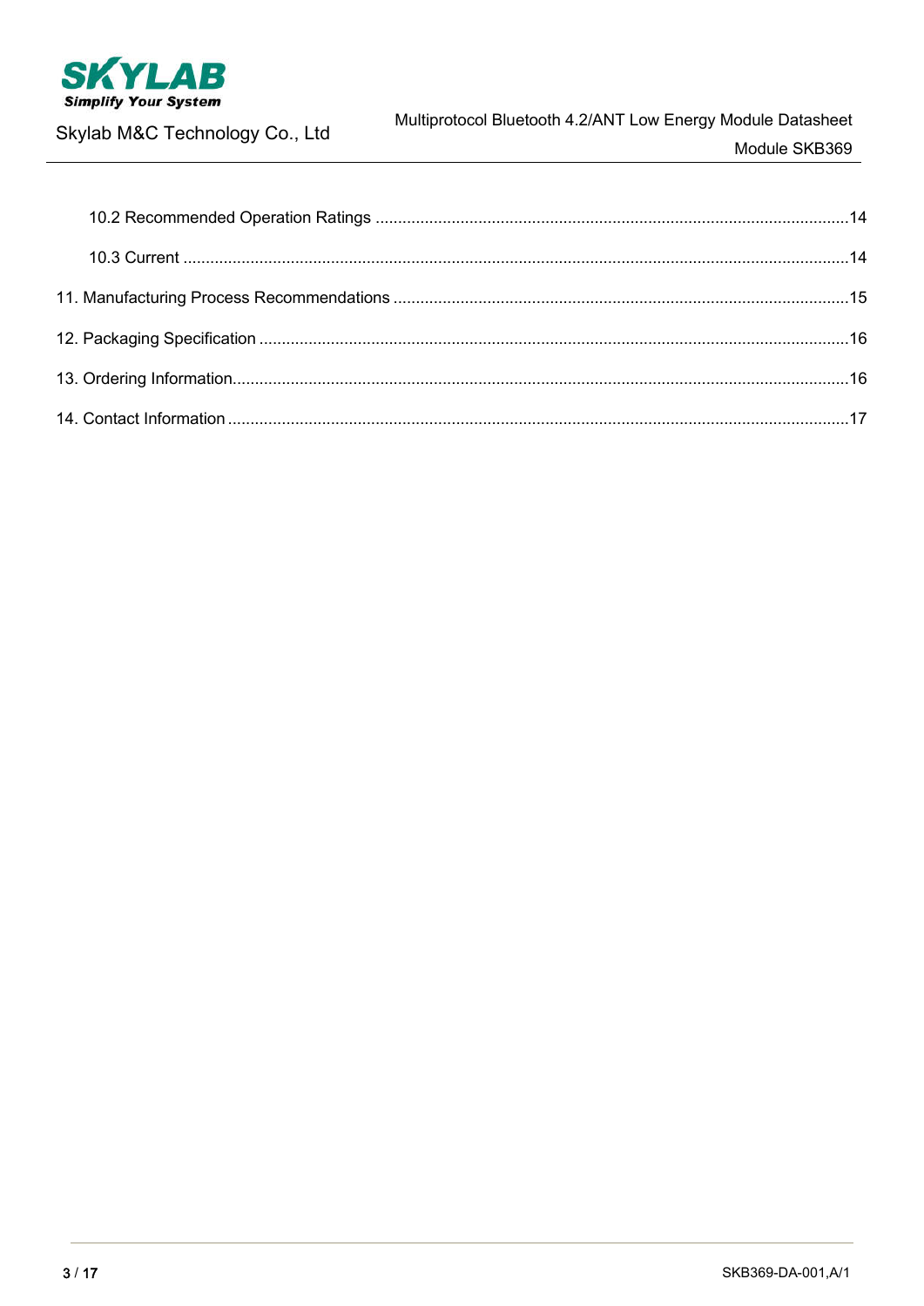10.2 Recommended Operation Ratings ........................................................................................................14

10.3 Current ..................................................................................................................................................14

11. Manufacturing Process Recommendations ....................................................................................................15

12. Packaging Specification ..................................................................................................................................16

13. Ordering Information........................................................................................................................................16

14. Contact Information .........................................................................................................................................17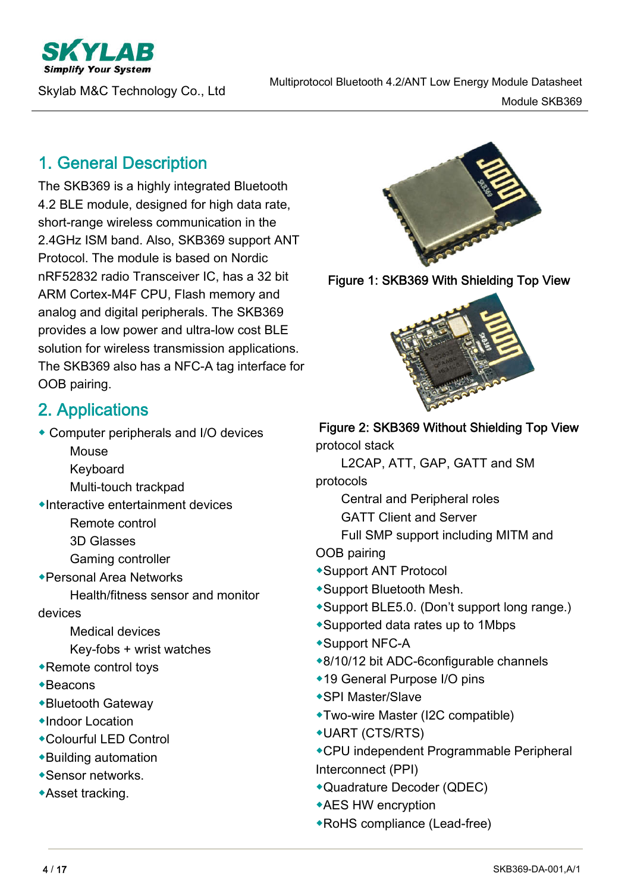## 1. General Description

The SKB369 is a highly integrated Bluetooth 4.2 BLE module, designed for high data rate, short-range wireless communication in the 2.4GHz ISM band. Also, SKB369 support ANT Protocol. The module is based on Nordic nRF52832 radio Transceiver IC, has a 32 bit ARM Cortex-M4F CPU, Flash memory and analog and digital peripherals. The SKB369 provides a low power and ultra-low cost BLE solution for wireless transmission applications. The SKB369 also has a NFC-A tag interface for OOB pairing.

Figure 1: SKB369 With Shielding Top View

Figure 2: SKB369 Without Shielding Top View

## 2. Applications

- Computer peripherals and I/O devices
  - Mouse
  - Keyboard
  - Multi-touch trackpad
- Interactive entertainment devices
  - Remote control
  - 3D Glasses
  - Gaming controller
- Personal Area Networks
  - Health/fitness sensor and monitor devices
  - Medical devices
  - Key-fobs + wrist watches
- Remote control toys
- Beacons
- Bluetooth Gateway
- Indoor Location
- Colourful LED Control
- Building automation
- Sensor networks.
- Asset tracking.

protocol stack

L2CAP, ATT, GAP, GATT and SM protocols

Central and Peripheral roles

GATT Client and Server

Full SMP support including MITM and OOB pairing

- Support ANT Protocol
- Support Bluetooth Mesh.
- Support BLE5.0. (Don't support long range.)
- Supported data rates up to 1Mbps
- Support NFC-A
- 8/10/12 bit ADC-6configurable channels
- 19 General Purpose I/O pins
- SPI Master/Slave
- Two-wire Master (I2C compatible)
- UART (CTS/RTS)
- CPU independent Programmable Peripheral Interconnect (PPI)
- Quadrature Decoder (QDEC)
- AES HW encryption
- RoHS compliance (Lead-free)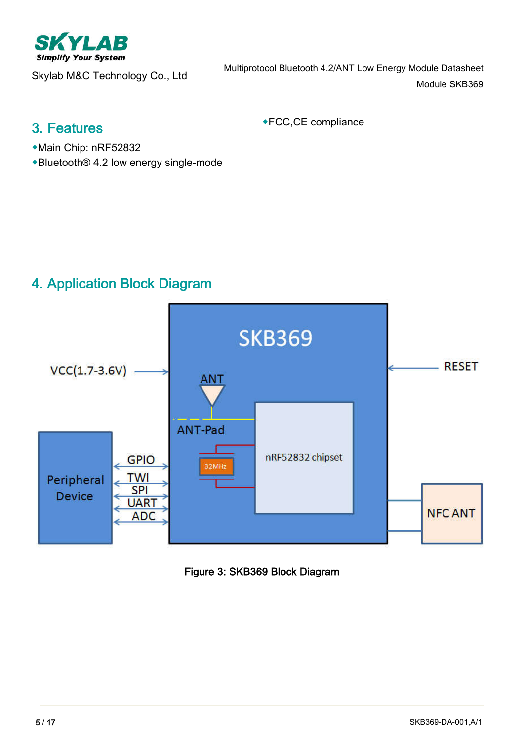## 3. Features

- Main Chip: nRF52832
- Bluetooth® 4.2 low energy single-mode
- FCC,CE compliance

## 4. Application Block Diagram

Figure 3: SKB369 Block Diagram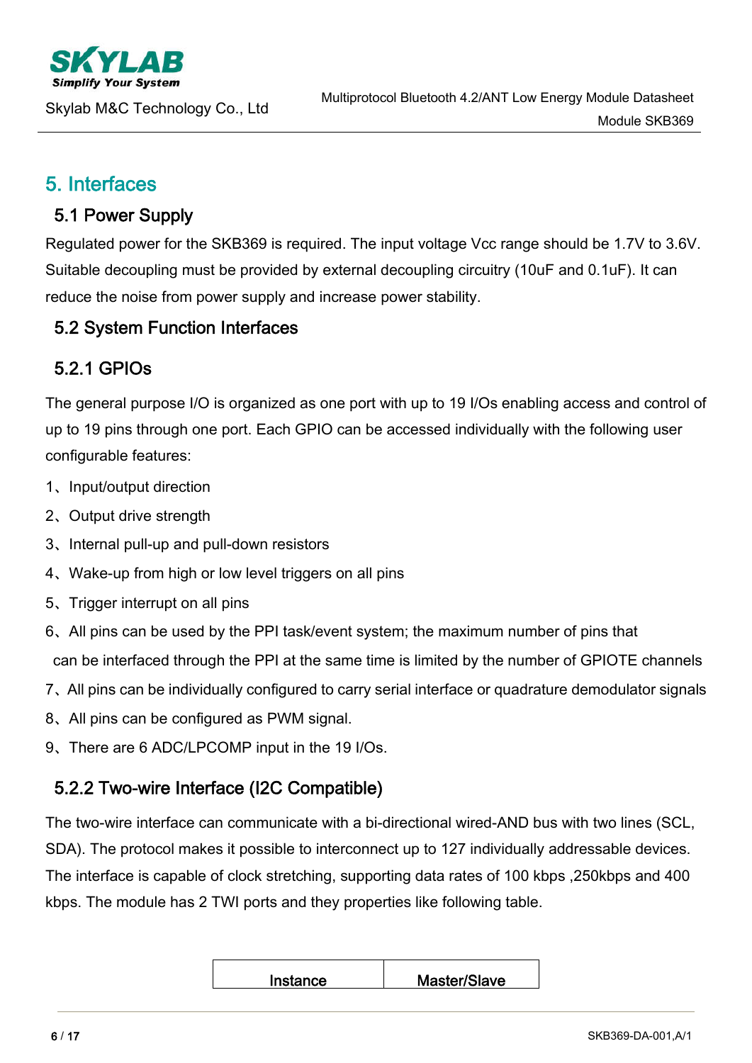# 5. Interfaces

## 5.1 Power Supply

Regulated power for the SKB369 is required. The input voltage Vcc range should be 1.7V to 3.6V. Suitable decoupling must be provided by external decoupling circuitry (10uF and 0.1uF). It can reduce the noise from power supply and increase power stability.

## 5.2 System Function Interfaces

### 5.2.1 GPIOs

The general purpose I/O is organized as one port with up to 19 I/Os enabling access and control of up to 19 pins through one port. Each GPIO can be accessed individually with the following user configurable features:

1、Input/output direction

2、Output drive strength

3、Internal pull-up and pull-down resistors

4、Wake-up from high or low level triggers on all pins

5、Trigger interrupt on all pins

6、All pins can be used by the PPI task/event system; the maximum number of pins that can be interfaced through the PPI at the same time is limited by the number of GPIOTE channels

7、All pins can be individually configured to carry serial interface or quadrature demodulator signals

8、All pins can be configured as PWM signal.

9、There are 6 ADC/LPCOMP input in the 19 I/Os.

### 5.2.2 Two-wire Interface (I2C Compatible)

The two-wire interface can communicate with a bi-directional wired-AND bus with two lines (SCL, SDA). The protocol makes it possible to interconnect up to 127 individually addressable devices. The interface is capable of clock stretching, supporting data rates of 100 kbps ,250kbps and 400 kbps. The module has 2 TWI ports and they properties like following table.

| Instance | Master/Slave |
| --- | --- |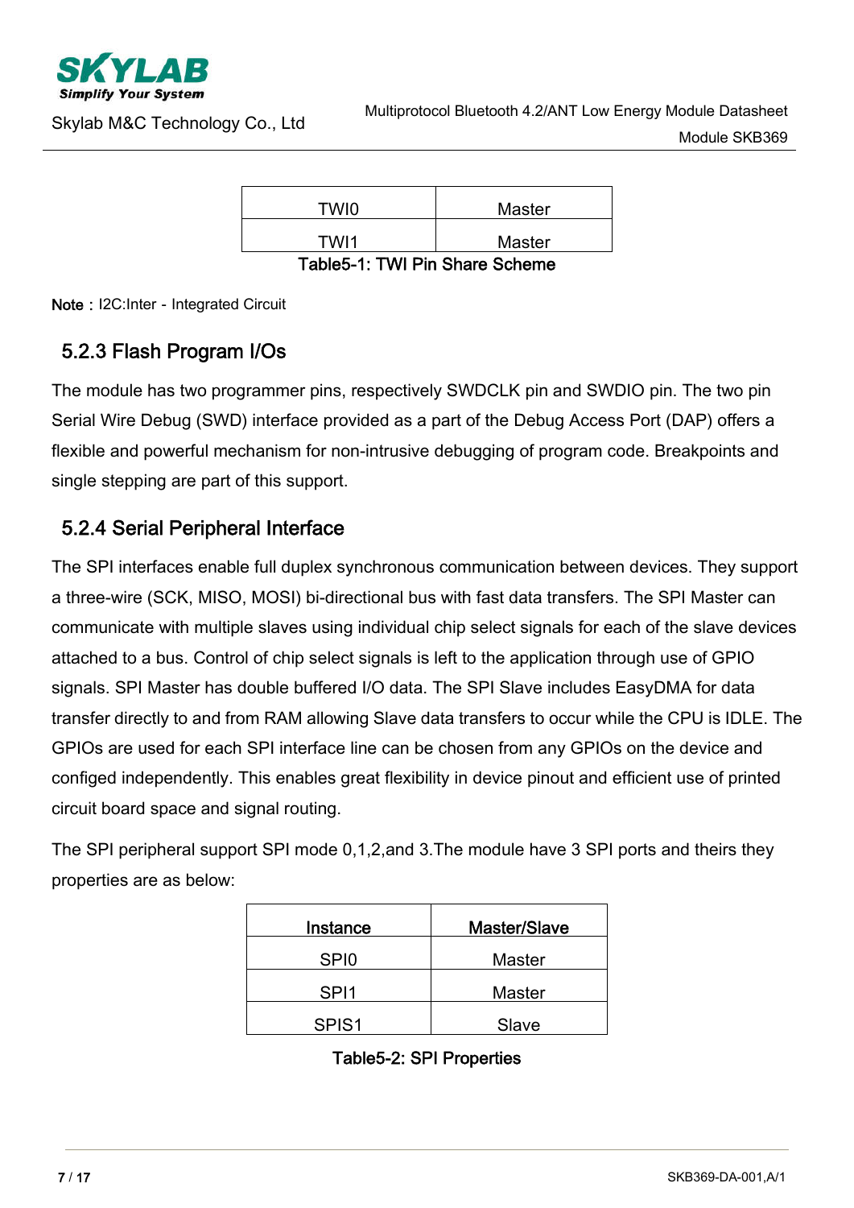| TWI0 | Master |
|---|---|
| TWI1 | Master |

Table5-1: TWI Pin Share Scheme

**Note**：I2C:Inter - Integrated Circuit

### 5.2.3 Flash Program I/Os

The module has two programmer pins, respectively SWDCLK pin and SWDIO pin. The two pin Serial Wire Debug (SWD) interface provided as a part of the Debug Access Port (DAP) offers a flexible and powerful mechanism for non-intrusive debugging of program code. Breakpoints and single stepping are part of this support.

### 5.2.4 Serial Peripheral Interface

The SPI interfaces enable full duplex synchronous communication between devices. They support a three-wire (SCK, MISO, MOSI) bi-directional bus with fast data transfers. The SPI Master can communicate with multiple slaves using individual chip select signals for each of the slave devices attached to a bus. Control of chip select signals is left to the application through use of GPIO signals. SPI Master has double buffered I/O data. The SPI Slave includes EasyDMA for data transfer directly to and from RAM allowing Slave data transfers to occur while the CPU is IDLE. The GPIOs are used for each SPI interface line can be chosen from any GPIOs on the device and configed independently. This enables great flexibility in device pinout and efficient use of printed circuit board space and signal routing.

The SPI peripheral support SPI mode 0,1,2,and 3.The module have 3 SPI ports and theirs they properties are as below:

| Instance | Master/Slave |
|---|---|
| SPI0 | Master |
| SPI1 | Master |
| SPIS1 | Slave |

Table5-2: SPI Properties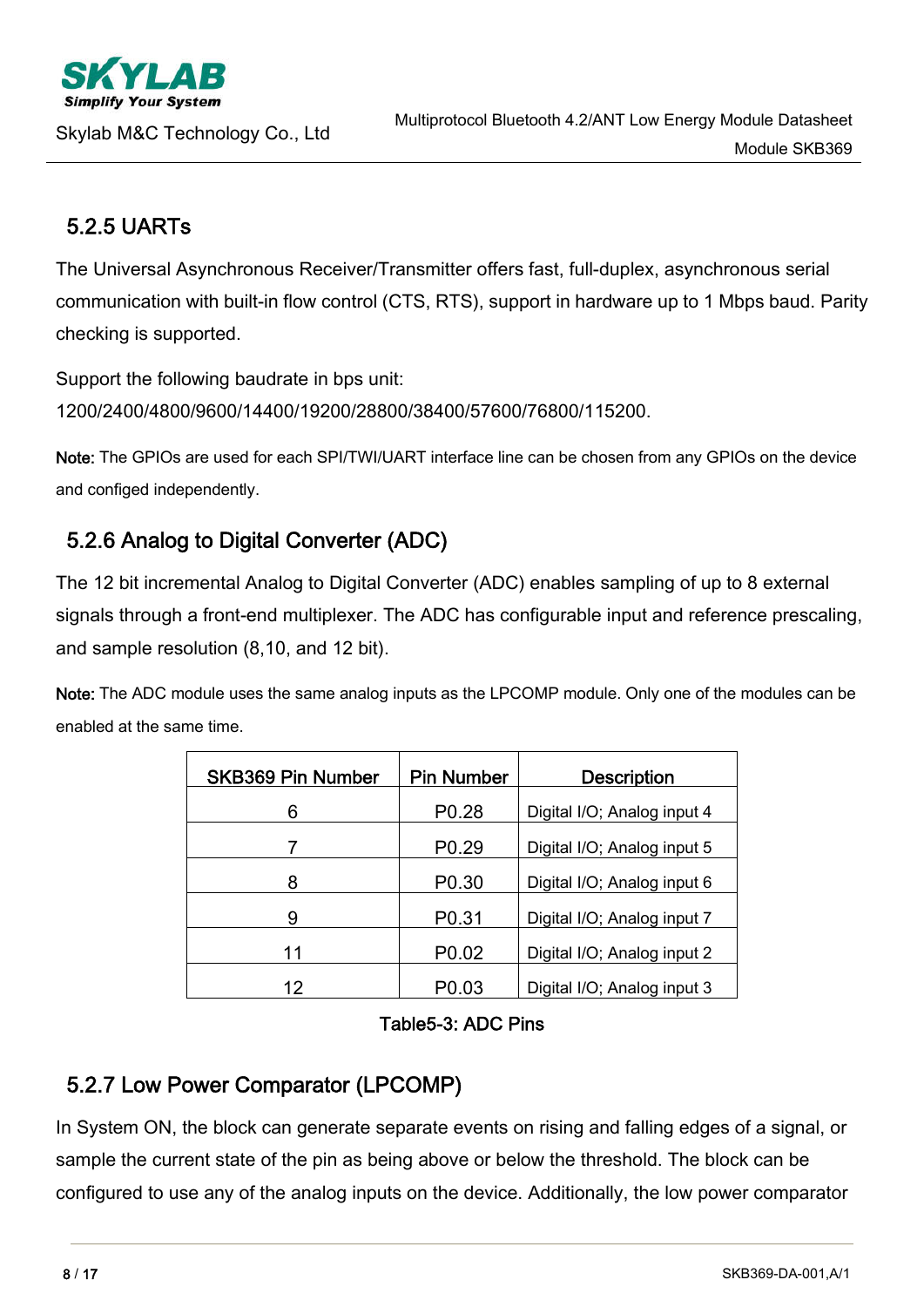### 5.2.5 UARTs

The Universal Asynchronous Receiver/Transmitter offers fast, full-duplex, asynchronous serial communication with built-in flow control (CTS, RTS), support in hardware up to 1 Mbps baud. Parity checking is supported.

Support the following baudrate in bps unit:
1200/2400/4800/9600/14400/19200/28800/38400/57600/76800/115200.

Note: The GPIOs are used for each SPI/TWI/UART interface line can be chosen from any GPIOs on the device and configed independently.

### 5.2.6 Analog to Digital Converter (ADC)

The 12 bit incremental Analog to Digital Converter (ADC) enables sampling of up to 8 external signals through a front-end multiplexer. The ADC has configurable input and reference prescaling, and sample resolution (8,10, and 12 bit).

Note: The ADC module uses the same analog inputs as the LPCOMP module. Only one of the modules can be enabled at the same time.

| SKB369 Pin Number | Pin Number | Description |
|---|---|---|
| 6 | P0.28 | Digital I/O; Analog input 4 |
| 7 | P0.29 | Digital I/O; Analog input 5 |
| 8 | P0.30 | Digital I/O; Analog input 6 |
| 9 | P0.31 | Digital I/O; Analog input 7 |
| 11 | P0.02 | Digital I/O; Analog input 2 |
| 12 | P0.03 | Digital I/O; Analog input 3 |

Table5-3: ADC Pins

### 5.2.7 Low Power Comparator (LPCOMP)

In System ON, the block can generate separate events on rising and falling edges of a signal, or sample the current state of the pin as being above or below the threshold. The block can be configured to use any of the analog inputs on the device. Additionally, the low power comparator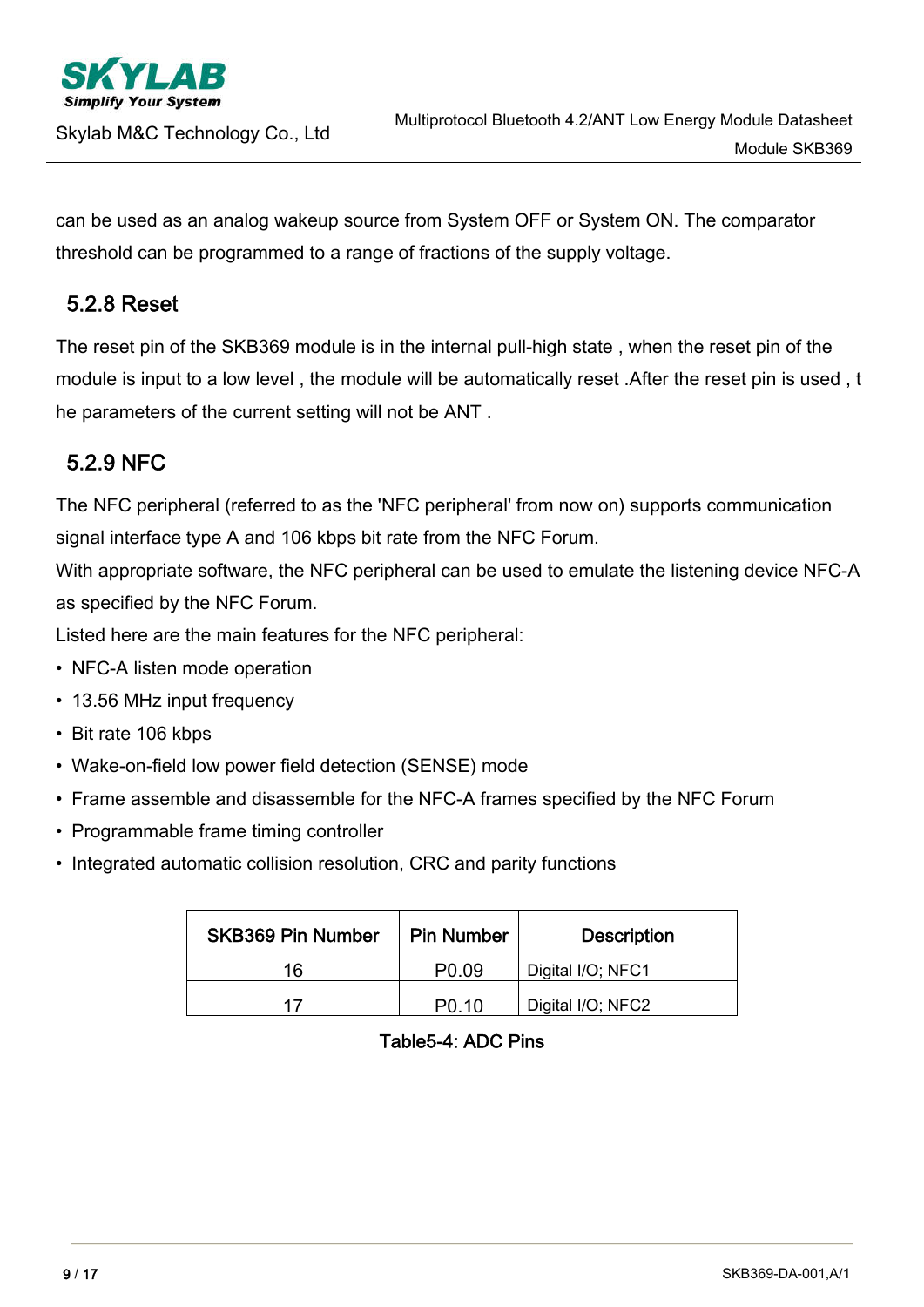can be used as an analog wakeup source from System OFF or System ON. The comparator threshold can be programmed to a range of fractions of the supply voltage.

### 5.2.8 Reset

The reset pin of the SKB369 module is in the internal pull-high state , when the reset pin of the module is input to a low level , the module will be automatically reset .After the reset pin is used , t he parameters of the current setting will not be ANT .

### 5.2.9 NFC

The NFC peripheral (referred to as the 'NFC peripheral' from now on) supports communication signal interface type A and 106 kbps bit rate from the NFC Forum.

With appropriate software, the NFC peripheral can be used to emulate the listening device NFC-A as specified by the NFC Forum.

Listed here are the main features for the NFC peripheral:

- NFC-A listen mode operation
- 13.56 MHz input frequency
- Bit rate 106 kbps
- Wake-on-field low power field detection (SENSE) mode
- Frame assemble and disassemble for the NFC-A frames specified by the NFC Forum
- Programmable frame timing controller
- Integrated automatic collision resolution, CRC and parity functions

| SKB369 Pin Number | Pin Number | Description |
|---|---|---|
| 16 | P0.09 | Digital I/O; NFC1 |
| 17 | P0.10 | Digital I/O; NFC2 |

Table5-4: ADC Pins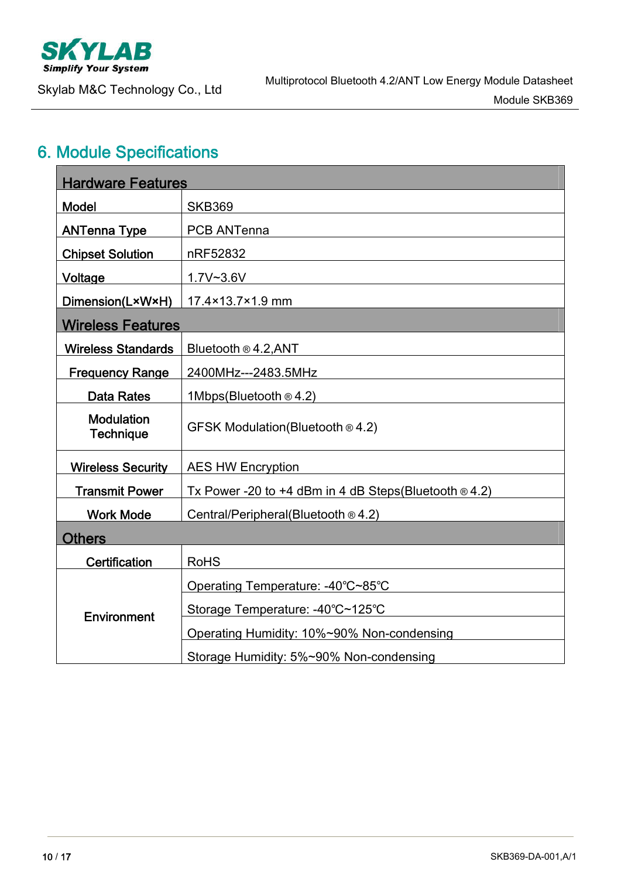## 6. Module Specifications

| Hardware Features | |
|---|---|
| Model | SKB369 |
| ANTenna Type | PCB ANTenna |
| Chipset Solution | nRF52832 |
| Voltage | 1.7V~3.6V |
| Dimension(L×W×H) | 17.4×13.7×1.9 mm |
| **Wireless Features** | |
| Wireless Standards | Bluetooth ® 4.2,ANT |
| Frequency Range | 2400MHz---2483.5MHz |
| Data Rates | 1Mbps(Bluetooth ® 4.2) |
| Modulation Technique | GFSK Modulation(Bluetooth ® 4.2) |
| Wireless Security | AES HW Encryption |
| Transmit Power | Tx Power -20 to +4 dBm in 4 dB Steps(Bluetooth ® 4.2) |
| Work Mode | Central/Peripheral(Bluetooth ® 4.2) |
| **Others** | |
| Certification | RoHS |
| Environment | Operating Temperature: -40℃~85℃ |
| | Storage Temperature: -40℃~125℃ |
| | Operating Humidity: 10%~90% Non-condensing |
| | Storage Humidity: 5%~90% Non-condensing |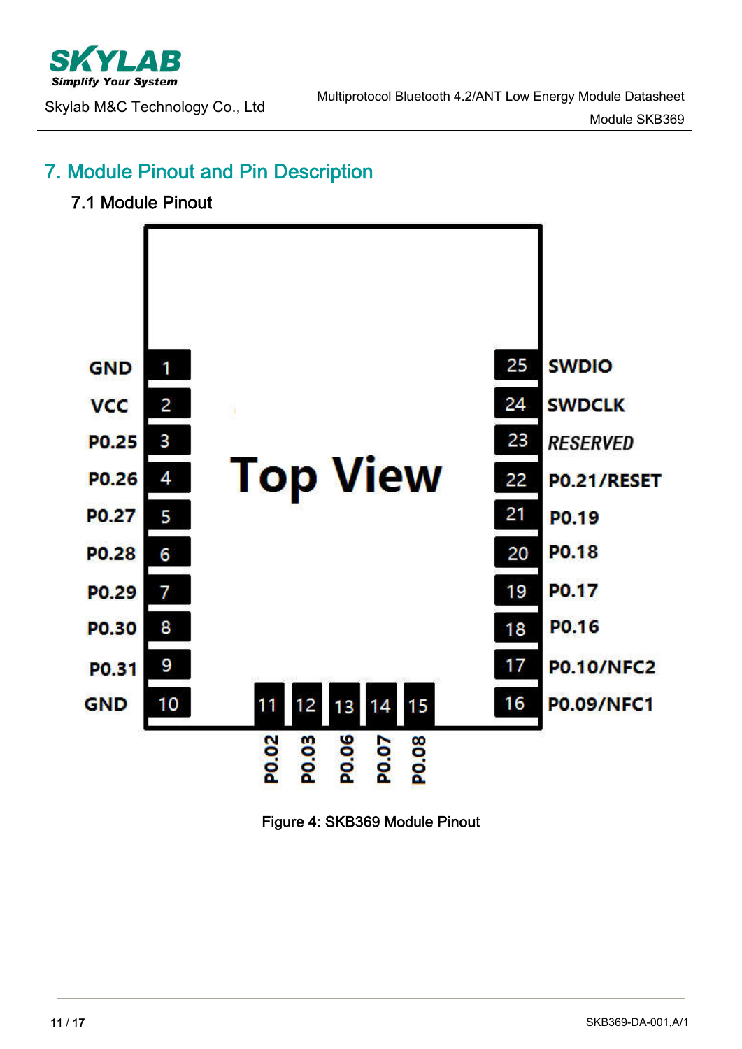# 7. Module Pinout and Pin Description

## 7.1 Module Pinout

| Pin | Name | | Pin | Name |
|---|---|---|---|---|
| 1 | GND | | 25 | SWDIO |
| 2 | VCC | | 24 | SWDCLK |
| 3 | P0.25 | | 23 | *RESERVED* |
| 4 | P0.26 | | 22 | P0.21/RESET |
| 5 | P0.27 | | 21 | P0.19 |
| 6 | P0.28 | | 20 | P0.18 |
| 7 | P0.29 | | 19 | P0.17 |
| 8 | P0.30 | | 18 | P0.16 |
| 9 | P0.31 | | 17 | P0.10/NFC2 |
| 10 | GND | | 16 | P0.09/NFC1 |

Bottom pins (Top View): 11 – P0.02, 12 – P0.03, 13 – P0.06, 14 – P0.07, 15 – P0.08

Figure 4: SKB369 Module Pinout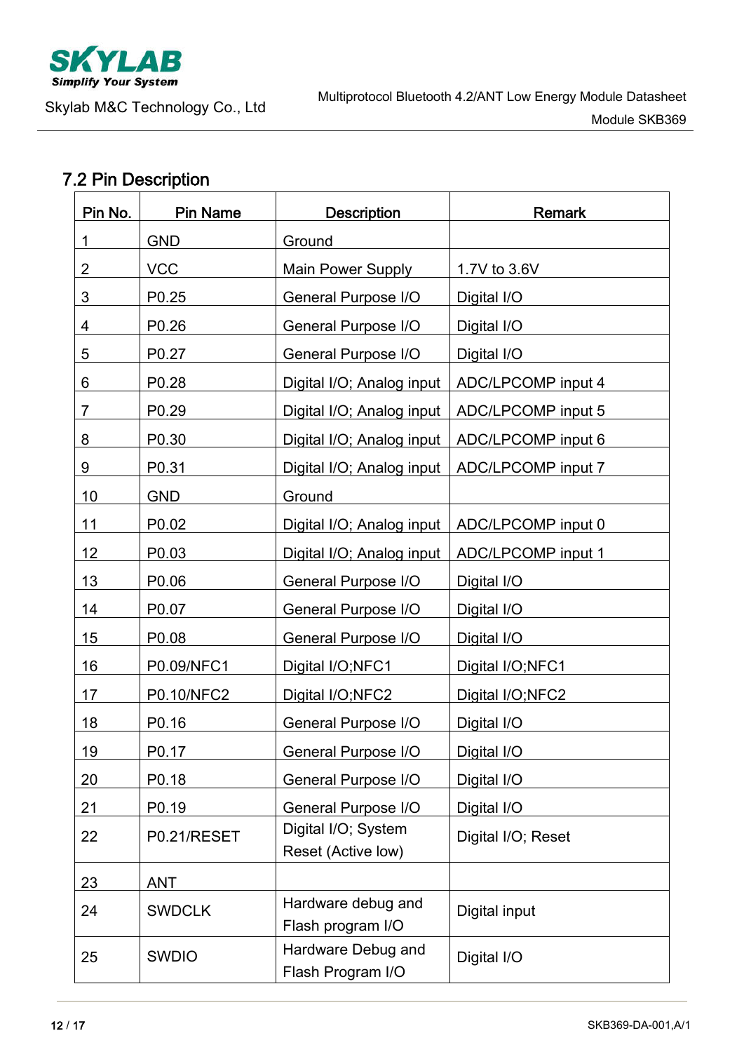## 7.2 Pin Description

| Pin No. | Pin Name | Description | Remark |
|---|---|---|---|
| 1 | GND | Ground | |
| 2 | VCC | Main Power Supply | 1.7V to 3.6V |
| 3 | P0.25 | General Purpose I/O | Digital I/O |
| 4 | P0.26 | General Purpose I/O | Digital I/O |
| 5 | P0.27 | General Purpose I/O | Digital I/O |
| 6 | P0.28 | Digital I/O; Analog input | ADC/LPCOMP input 4 |
| 7 | P0.29 | Digital I/O; Analog input | ADC/LPCOMP input 5 |
| 8 | P0.30 | Digital I/O; Analog input | ADC/LPCOMP input 6 |
| 9 | P0.31 | Digital I/O; Analog input | ADC/LPCOMP input 7 |
| 10 | GND | Ground | |
| 11 | P0.02 | Digital I/O; Analog input | ADC/LPCOMP input 0 |
| 12 | P0.03 | Digital I/O; Analog input | ADC/LPCOMP input 1 |
| 13 | P0.06 | General Purpose I/O | Digital I/O |
| 14 | P0.07 | General Purpose I/O | Digital I/O |
| 15 | P0.08 | General Purpose I/O | Digital I/O |
| 16 | P0.09/NFC1 | Digital I/O;NFC1 | Digital I/O;NFC1 |
| 17 | P0.10/NFC2 | Digital I/O;NFC2 | Digital I/O;NFC2 |
| 18 | P0.16 | General Purpose I/O | Digital I/O |
| 19 | P0.17 | General Purpose I/O | Digital I/O |
| 20 | P0.18 | General Purpose I/O | Digital I/O |
| 21 | P0.19 | General Purpose I/O | Digital I/O |
| 22 | P0.21/RESET | Digital I/O; System Reset (Active low) | Digital I/O; Reset |
| 23 | ANT | | |
| 24 | SWDCLK | Hardware debug and Flash program I/O | Digital input |
| 25 | SWDIO | Hardware Debug and Flash Program I/O | Digital I/O |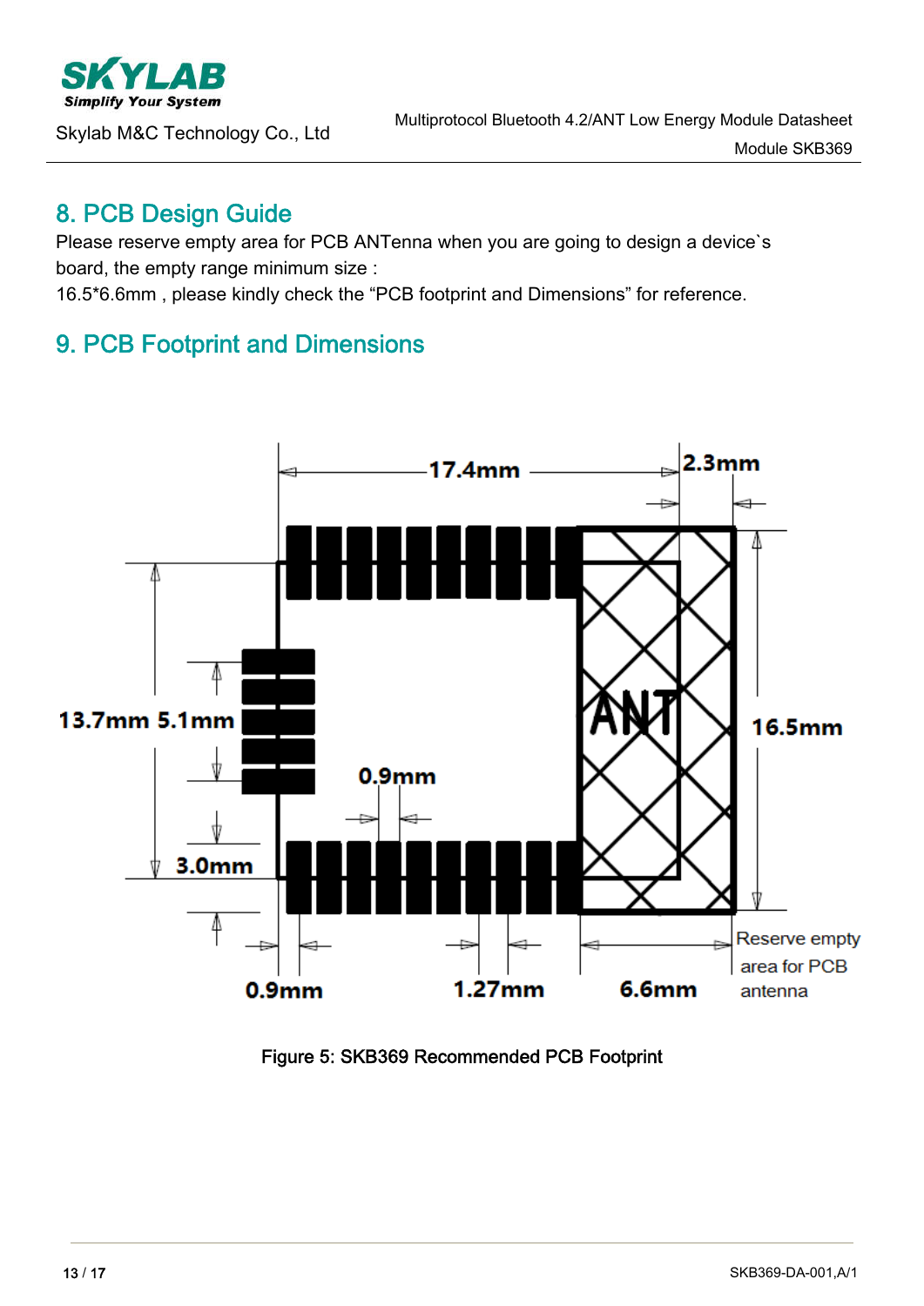## 8. PCB Design Guide

Please reserve empty area for PCB ANTenna when you are going to design a device`s board, the empty range minimum size :
16.5*6.6mm , please kindly check the “PCB footprint and Dimensions” for reference.

## 9. PCB Footprint and Dimensions

Figure 5: SKB369 Recommended PCB Footprint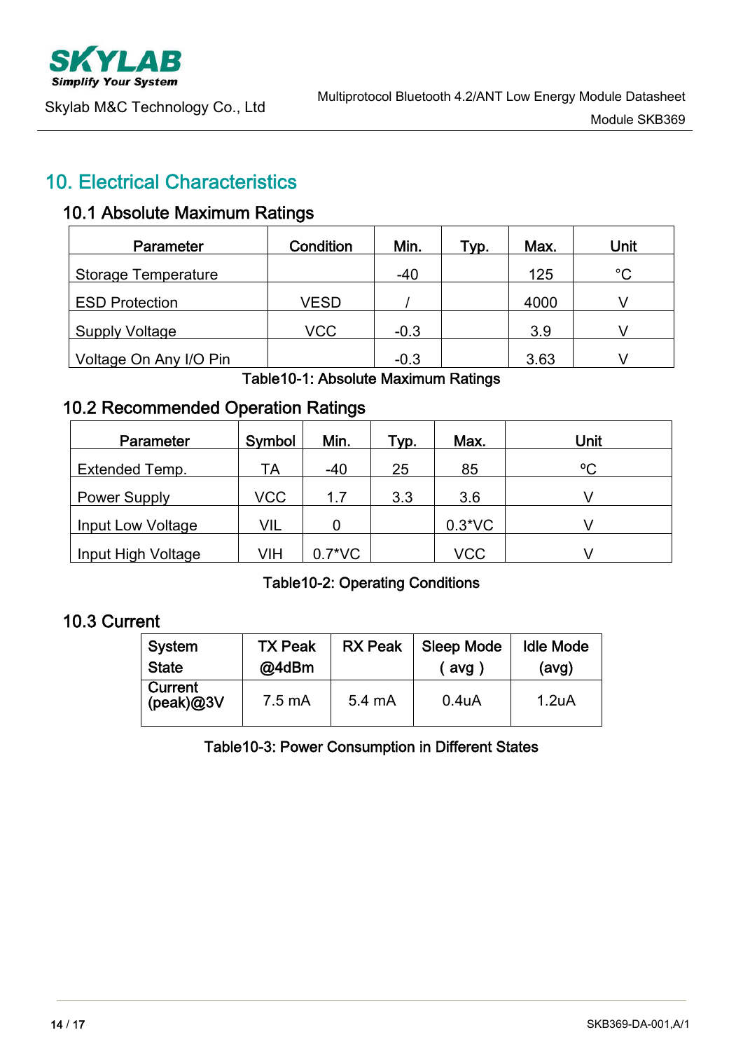# 10. Electrical Characteristics

## 10.1 Absolute Maximum Ratings

| Parameter | Condition | Min. | Typ. | Max. | Unit |
|---|---|---|---|---|---|
| Storage Temperature | | -40 | | 125 | °C |
| ESD Protection | VESD | / | | 4000 | V |
| Supply Voltage | VCC | -0.3 | | 3.9 | V |
| Voltage On Any I/O Pin | | -0.3 | | 3.63 | V |

Table10-1: Absolute Maximum Ratings

## 10.2 Recommended Operation Ratings

| Parameter | Symbol | Min. | Typ. | Max. | Unit |
|---|---|---|---|---|---|
| Extended Temp. | TA | -40 | 25 | 85 | ºC |
| Power Supply | VCC | 1.7 | 3.3 | 3.6 | V |
| Input Low Voltage | VIL | 0 | | 0.3*VC | V |
| Input High Voltage | VIH | 0.7*VC | | VCC | V |

Table10-2: Operating Conditions

## 10.3 Current

| System State | TX Peak @4dBm | RX Peak | Sleep Mode ( avg ) | Idle Mode (avg) |
|---|---|---|---|---|
| Current (peak)@3V | 7.5 mA | 5.4 mA | 0.4uA | 1.2uA |

Table10-3: Power Consumption in Different States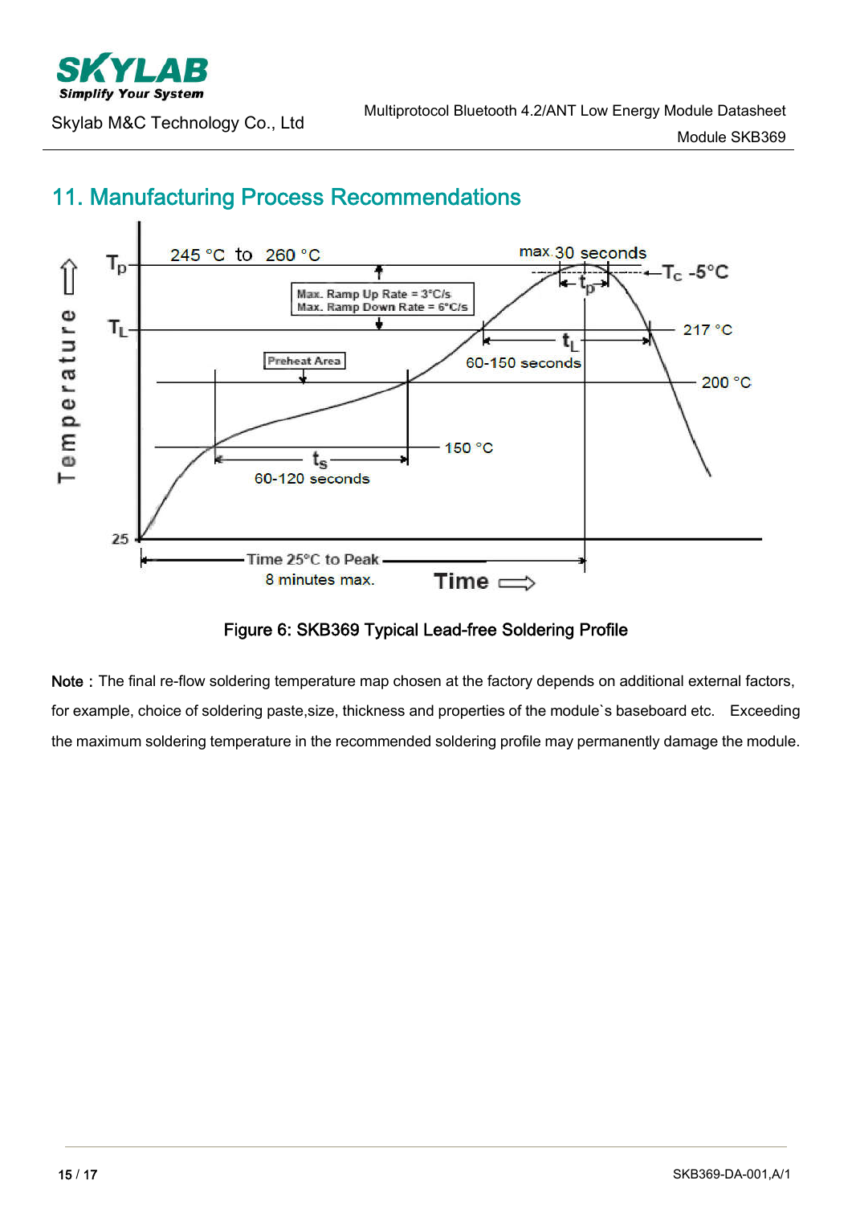# 11. Manufacturing Process Recommendations

Figure 6: SKB369 Typical Lead-free Soldering Profile

**Note：** The final re-flow soldering temperature map chosen at the factory depends on additional external factors, for example, choice of soldering paste,size, thickness and properties of the module`s baseboard etc. Exceeding the maximum soldering temperature in the recommended soldering profile may permanently damage the module.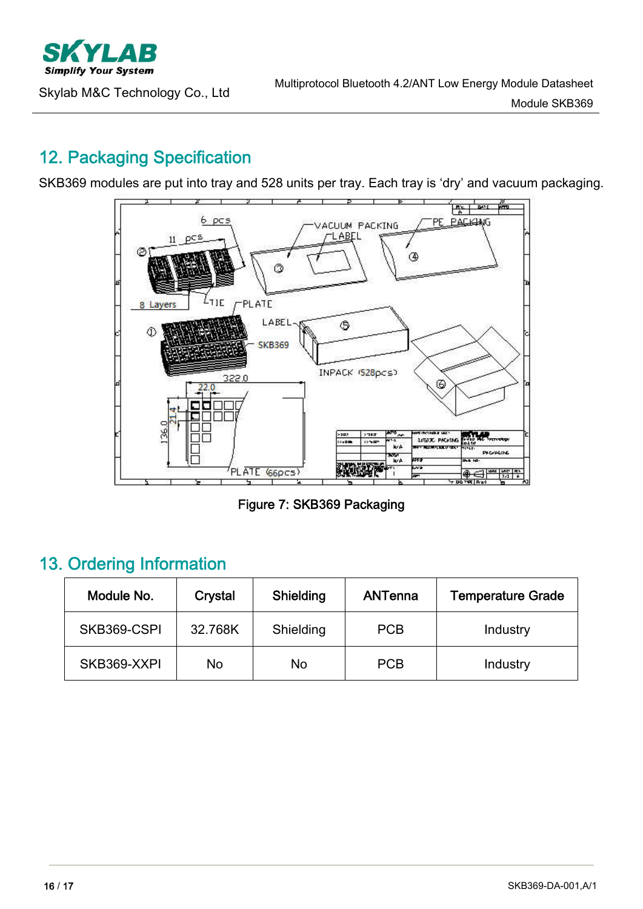## 12. Packaging Specification

SKB369 modules are put into tray and 528 units per tray. Each tray is 'dry' and vacuum packaging.

Figure 7: SKB369 Packaging

## 13. Ordering Information

| Module No. | Crystal | Shielding | ANTenna | Temperature Grade |
|---|---|---|---|---|
| SKB369-CSPI | 32.768K | Shielding | PCB | Industry |
| SKB369-XXPI | No | No | PCB | Industry |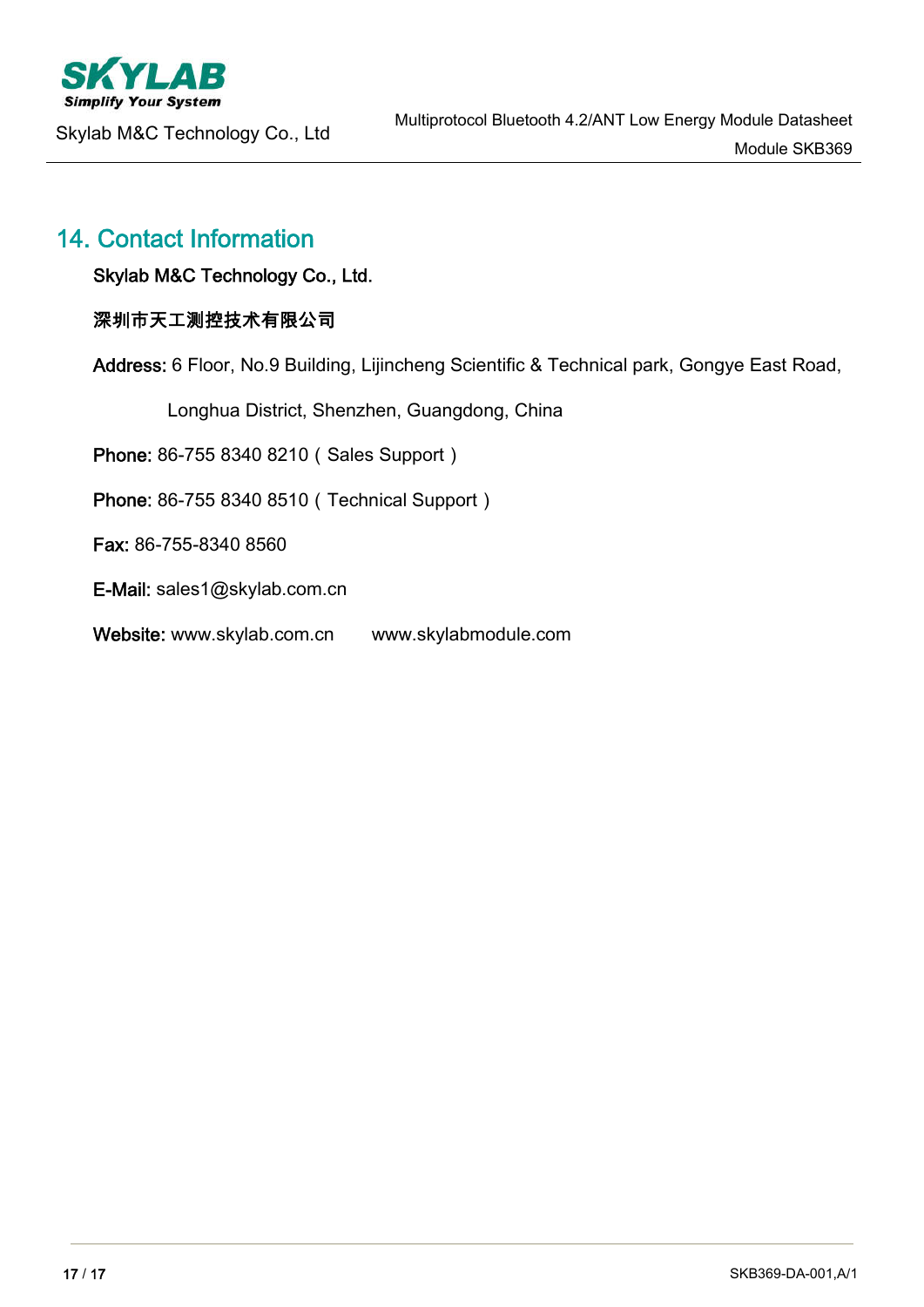## 14. Contact Information

**Skylab M&C Technology Co., Ltd.**

**深圳市天工测控技术有限公司**

**Address:** 6 Floor, No.9 Building, Lijincheng Scientific & Technical park, Gongye East Road, Longhua District, Shenzhen, Guangdong, China

**Phone:** 86-755 8340 8210（Sales Support）

**Phone:** 86-755 8340 8510（Technical Support）

**Fax:** 86-755-8340 8560

**E-Mail:** sales1@skylab.com.cn

**Website:** www.skylab.com.cn www.skylabmodule.com